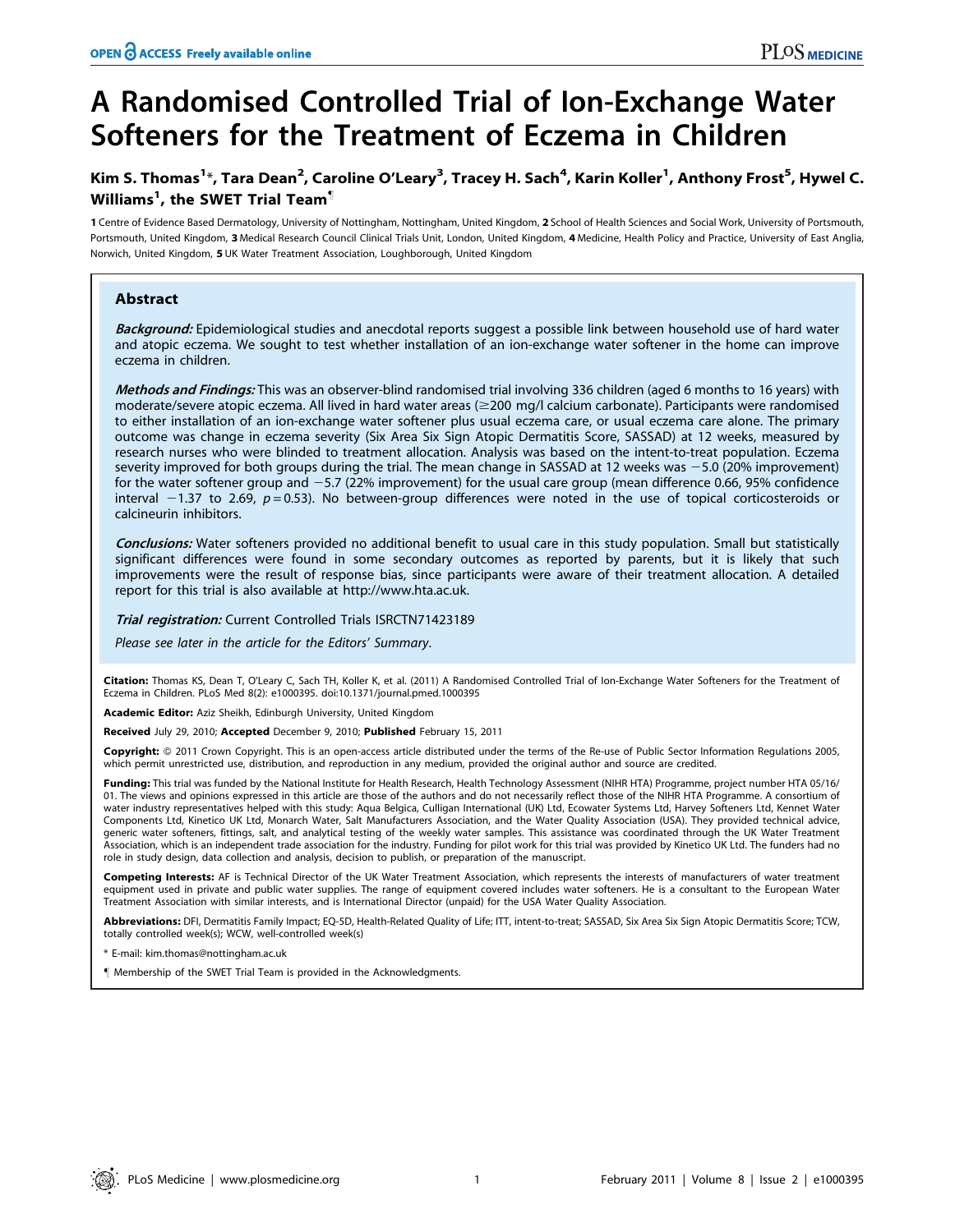# A Randomised Controlled Trial of Ion-Exchange Water Softeners for the Treatment of Eczema in Children

**Kim S. Thomas[1]*, Tara Dean[2], Caroline O'Leary[3], Tracey H. Sach[4], Karin Koller[1], Anthony Frost[5], Hywel C. Williams[1], the SWET Trial Team[¶]**

**1** Centre of Evidence Based Dermatology, University of Nottingham, Nottingham, United Kingdom, **2** School of Health Sciences and Social Work, University of Portsmouth, Portsmouth, United Kingdom, **3** Medical Research Council Clinical Trials Unit, London, United Kingdom, **4** Medicine, Health Policy and Practice, University of East Anglia, Norwich, United Kingdom, **5** UK Water Treatment Association, Loughborough, United Kingdom

## Abstract

***Background:*** Epidemiological studies and anecdotal reports suggest a possible link between household use of hard water and atopic eczema. We sought to test whether installation of an ion-exchange water softener in the home can improve eczema in children.

***Methods and Findings:*** This was an observer-blind randomised trial involving 336 children (aged 6 months to 16 years) with moderate/severe atopic eczema. All lived in hard water areas ($\geq$200 mg/l calcium carbonate). Participants were randomised to either installation of an ion-exchange water softener plus usual eczema care, or usual eczema care alone. The primary outcome was change in eczema severity (Six Area Six Sign Atopic Dermatitis Score, SASSAD) at 12 weeks, measured by research nurses who were blinded to treatment allocation. Analysis was based on the intent-to-treat population. Eczema severity improved for both groups during the trial. The mean change in SASSAD at 12 weeks was $-5.0$ (20% improvement) for the water softener group and $-5.7$ (22% improvement) for the usual care group (mean difference 0.66, 95% confidence interval $-1.37$ to 2.69, $p = 0.53$). No between-group differences were noted in the use of topical corticosteroids or calcineurin inhibitors.

***Conclusions:*** Water softeners provided no additional benefit to usual care in this study population. Small but statistically significant differences were found in some secondary outcomes as reported by parents, but it is likely that such improvements were the result of response bias, since participants were aware of their treatment allocation. A detailed report for this trial is also available at http://www.hta.ac.uk.

***Trial registration:*** Current Controlled Trials ISRCTN71423189

*Please see later in the article for the Editors' Summary.*

**Citation:** Thomas KS, Dean T, O'Leary C, Sach TH, Koller K, et al. (2011) A Randomised Controlled Trial of Ion-Exchange Water Softeners for the Treatment of Eczema in Children. PLoS Med 8(2): e1000395. doi:10.1371/journal.pmed.1000395

**Academic Editor:** Aziz Sheikh, Edinburgh University, United Kingdom

**Received** July 29, 2010; **Accepted** December 9, 2010; **Published** February 15, 2011

**Copyright:** © 2011 Crown Copyright. This is an open-access article distributed under the terms of the Re-use of Public Sector Information Regulations 2005, which permit unrestricted use, distribution, and reproduction in any medium, provided the original author and source are credited.

**Funding:** This trial was funded by the National Institute for Health Research, Health Technology Assessment (NIHR HTA) Programme, project number HTA 05/16/01. The views and opinions expressed in this article are those of the authors and do not necessarily reflect those of the NIHR HTA Programme. A consortium of water industry representatives helped with this study: Aqua Belgica, Culligan International (UK) Ltd, Ecowater Systems Ltd, Harvey Softeners Ltd, Kennet Water Components Ltd, Kinetico UK Ltd, Monarch Water, Salt Manufacturers Association, and the Water Quality Association (USA). They provided technical advice, generic water softeners, fittings, salt, and analytical testing of the weekly water samples. This assistance was coordinated through the UK Water Treatment Association, which is an independent trade association for the industry. Funding for pilot work for this trial was provided by Kinetico UK Ltd. The funders had no role in study design, data collection and analysis, decision to publish, or preparation of the manuscript.

**Competing Interests:** AF is Technical Director of the UK Water Treatment Association, which represents the interests of manufacturers of water treatment equipment used in private and public water supplies. The range of equipment covered includes water softeners. He is a consultant to the European Water Treatment Association with similar interests, and is International Director (unpaid) for the USA Water Quality Association.

**Abbreviations:** DFI, Dermatitis Family Impact; EQ-5D, Health-Related Quality of Life; ITT, intent-to-treat; SASSAD, Six Area Six Sign Atopic Dermatitis Score; TCW, totally controlled week(s); WCW, well-controlled week(s)

\* E-mail: kim.thomas@nottingham.ac.uk

¶ Membership of the SWET Trial Team is provided in the Acknowledgments.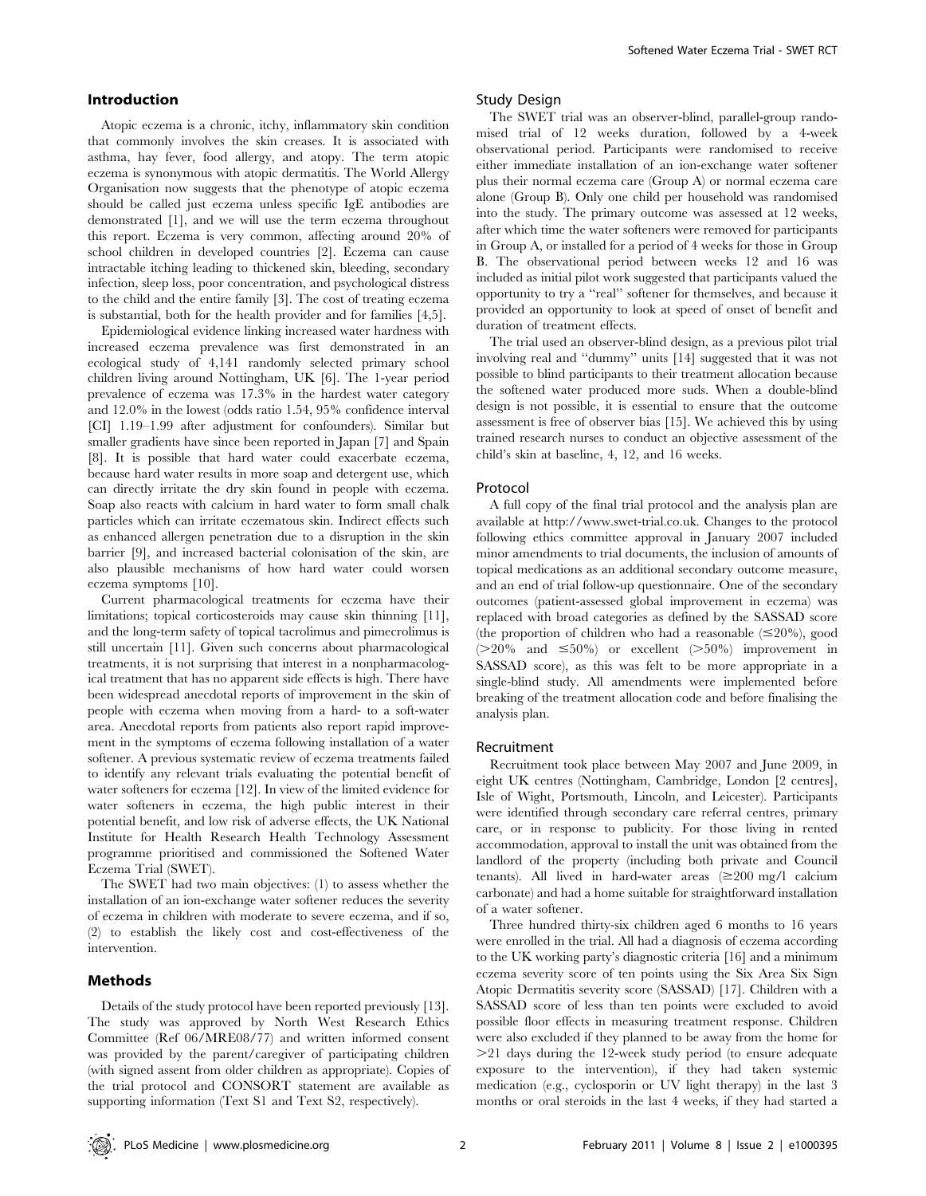## Introduction

Atopic eczema is a chronic, itchy, inflammatory skin condition that commonly involves the skin creases. It is associated with asthma, hay fever, food allergy, and atopy. The term atopic eczema is synonymous with atopic dermatitis. The World Allergy Organisation now suggests that the phenotype of atopic eczema should be called just eczema unless specific IgE antibodies are demonstrated [1], and we will use the term eczema throughout this report. Eczema is very common, affecting around 20% of school children in developed countries [2]. Eczema can cause intractable itching leading to thickened skin, bleeding, secondary infection, sleep loss, poor concentration, and psychological distress to the child and the entire family [3]. The cost of treating eczema is substantial, both for the health provider and for families [4,5].

Epidemiological evidence linking increased water hardness with increased eczema prevalence was first demonstrated in an ecological study of 4,141 randomly selected primary school children living around Nottingham, UK [6]. The 1-year period prevalence of eczema was 17.3% in the hardest water category and 12.0% in the lowest (odds ratio 1.54, 95% confidence interval [CI] 1.19–1.99 after adjustment for confounders). Similar but smaller gradients have since been reported in Japan [7] and Spain [8]. It is possible that hard water could exacerbate eczema, because hard water results in more soap and detergent use, which can directly irritate the dry skin found in people with eczema. Soap also reacts with calcium in hard water to form small chalk particles which can irritate eczematous skin. Indirect effects such as enhanced allergen penetration due to a disruption in the skin barrier [9], and increased bacterial colonisation of the skin, are also plausible mechanisms of how hard water could worsen eczema symptoms [10].

Current pharmacological treatments for eczema have their limitations; topical corticosteroids may cause skin thinning [11], and the long-term safety of topical tacrolimus and pimecrolimus is still uncertain [11]. Given such concerns about pharmacological treatments, it is not surprising that interest in a nonpharmacological treatment that has no apparent side effects is high. There have been widespread anecdotal reports of improvement in the skin of people with eczema when moving from a hard- to a soft-water area. Anecdotal reports from patients also report rapid improvement in the symptoms of eczema following installation of a water softener. A previous systematic review of eczema treatments failed to identify any relevant trials evaluating the potential benefit of water softeners for eczema [12]. In view of the limited evidence for water softeners in eczema, the high public interest in their potential benefit, and low risk of adverse effects, the UK National Institute for Health Research Health Technology Assessment programme prioritised and commissioned the Softened Water Eczema Trial (SWET).

The SWET had two main objectives: (1) to assess whether the installation of an ion-exchange water softener reduces the severity of eczema in children with moderate to severe eczema, and if so, (2) to establish the likely cost and cost-effectiveness of the intervention.

## Methods

Details of the study protocol have been reported previously [13]. The study was approved by North West Research Ethics Committee (Ref 06/MRE08/77) and written informed consent was provided by the parent/caregiver of participating children (with signed assent from older children as appropriate). Copies of the trial protocol and CONSORT statement are available as supporting information (Text S1 and Text S2, respectively).

### Study Design

The SWET trial was an observer-blind, parallel-group randomised trial of 12 weeks duration, followed by a 4-week observational period. Participants were randomised to receive either immediate installation of an ion-exchange water softener plus their normal eczema care (Group A) or normal eczema care alone (Group B). Only one child per household was randomised into the study. The primary outcome was assessed at 12 weeks, after which time the water softeners were removed for participants in Group A, or installed for a period of 4 weeks for those in Group B. The observational period between weeks 12 and 16 was included as initial pilot work suggested that participants valued the opportunity to try a "real" softener for themselves, and because it provided an opportunity to look at speed of onset of benefit and duration of treatment effects.

The trial used an observer-blind design, as a previous pilot trial involving real and "dummy" units [14] suggested that it was not possible to blind participants to their treatment allocation because the softened water produced more suds. When a double-blind design is not possible, it is essential to ensure that the outcome assessment is free of observer bias [15]. We achieved this by using trained research nurses to conduct an objective assessment of the child's skin at baseline, 4, 12, and 16 weeks.

### Protocol

A full copy of the final trial protocol and the analysis plan are available at http://www.swet-trial.co.uk. Changes to the protocol following ethics committee approval in January 2007 included minor amendments to trial documents, the inclusion of amounts of topical medications as an additional secondary outcome measure, and an end of trial follow-up questionnaire. One of the secondary outcomes (patient-assessed global improvement in eczema) was replaced with broad categories as defined by the SASSAD score (the proportion of children who had a reasonable (≤20%), good (>20% and ≤50%) or excellent (>50%) improvement in SASSAD score), as this was felt to be more appropriate in a single-blind study. All amendments were implemented before breaking of the treatment allocation code and before finalising the analysis plan.

### Recruitment

Recruitment took place between May 2007 and June 2009, in eight UK centres (Nottingham, Cambridge, London [2 centres], Isle of Wight, Portsmouth, Lincoln, and Leicester). Participants were identified through secondary care referral centres, primary care, or in response to publicity. For those living in rented accommodation, approval to install the unit was obtained from the landlord of the property (including both private and Council tenants). All lived in hard-water areas (≥200 mg/l calcium carbonate) and had a home suitable for straightforward installation of a water softener.

Three hundred thirty-six children aged 6 months to 16 years were enrolled in the trial. All had a diagnosis of eczema according to the UK working party's diagnostic criteria [16] and a minimum eczema severity score of ten points using the Six Area Six Sign Atopic Dermatitis severity score (SASSAD) [17]. Children with a SASSAD score of less than ten points were excluded to avoid possible floor effects in measuring treatment response. Children were also excluded if they planned to be away from the home for >21 days during the 12-week study period (to ensure adequate exposure to the intervention), if they had taken systemic medication (e.g., cyclosporin or UV light therapy) in the last 3 months or oral steroids in the last 4 weeks, if they had started a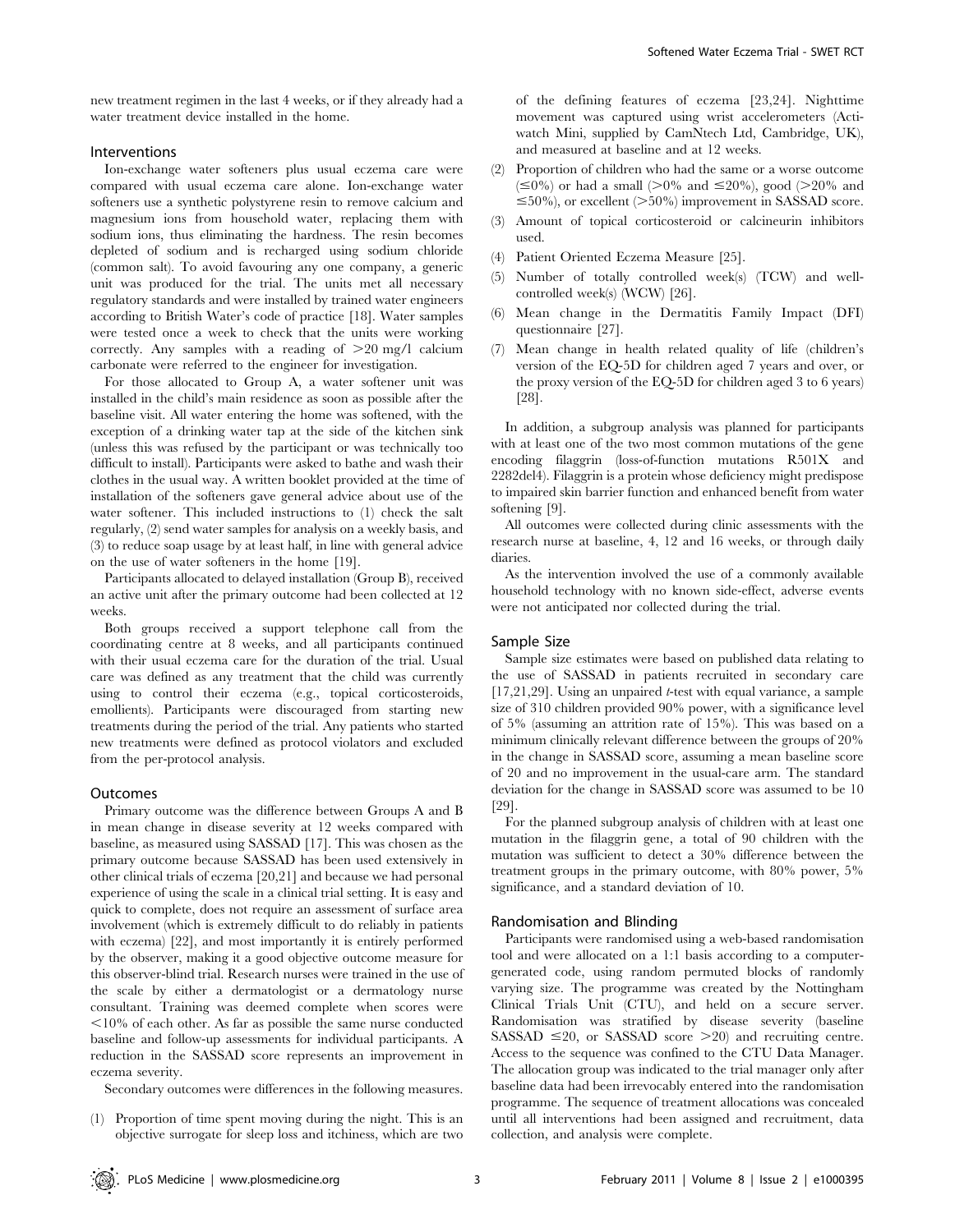new treatment regimen in the last 4 weeks, or if they already had a water treatment device installed in the home.

### Interventions

Ion-exchange water softeners plus usual eczema care were compared with usual eczema care alone. Ion-exchange water softeners use a synthetic polystyrene resin to remove calcium and magnesium ions from household water, replacing them with sodium ions, thus eliminating the hardness. The resin becomes depleted of sodium and is recharged using sodium chloride (common salt). To avoid favouring any one company, a generic unit was produced for the trial. The units met all necessary regulatory standards and were installed by trained water engineers according to British Water's code of practice [18]. Water samples were tested once a week to check that the units were working correctly. Any samples with a reading of >20 mg/l calcium carbonate were referred to the engineer for investigation.

For those allocated to Group A, a water softener unit was installed in the child's main residence as soon as possible after the baseline visit. All water entering the home was softened, with the exception of a drinking water tap at the side of the kitchen sink (unless this was refused by the participant or was technically too difficult to install). Participants were asked to bathe and wash their clothes in the usual way. A written booklet provided at the time of installation of the softeners gave general advice about use of the water softener. This included instructions to (1) check the salt regularly, (2) send water samples for analysis on a weekly basis, and (3) to reduce soap usage by at least half, in line with general advice on the use of water softeners in the home [19].

Participants allocated to delayed installation (Group B), received an active unit after the primary outcome had been collected at 12 weeks.

Both groups received a support telephone call from the coordinating centre at 8 weeks, and all participants continued with their usual eczema care for the duration of the trial. Usual care was defined as any treatment that the child was currently using to control their eczema (e.g., topical corticosteroids, emollients). Participants were discouraged from starting new treatments during the period of the trial. Any patients who started new treatments were defined as protocol violators and excluded from the per-protocol analysis.

### Outcomes

Primary outcome was the difference between Groups A and B in mean change in disease severity at 12 weeks compared with baseline, as measured using SASSAD [17]. This was chosen as the primary outcome because SASSAD has been used extensively in other clinical trials of eczema [20,21] and because we had personal experience of using the scale in a clinical trial setting. It is easy and quick to complete, does not require an assessment of surface area involvement (which is extremely difficult to do reliably in patients with eczema) [22], and most importantly it is entirely performed by the observer, making it a good objective outcome measure for this observer-blind trial. Research nurses were trained in the use of the scale by either a dermatologist or a dermatology nurse consultant. Training was deemed complete when scores were <10% of each other. As far as possible the same nurse conducted baseline and follow-up assessments for individual participants. A reduction in the SASSAD score represents an improvement in eczema severity.

Secondary outcomes were differences in the following measures.

(1) Proportion of time spent moving during the night. This is an objective surrogate for sleep loss and itchiness, which are two of the defining features of eczema [23,24]. Nighttime movement was captured using wrist accelerometers (Actiwatch Mini, supplied by CamNtech Ltd, Cambridge, UK), and measured at baseline and at 12 weeks.
(2) Proportion of children who had the same or a worse outcome (≤0%) or had a small (>0% and ≤20%), good (>20% and ≤50%), or excellent (>50%) improvement in SASSAD score.
(3) Amount of topical corticosteroid or calcineurin inhibitors used.
(4) Patient Oriented Eczema Measure [25].
(5) Number of totally controlled week(s) (TCW) and well-controlled week(s) (WCW) [26].
(6) Mean change in the Dermatitis Family Impact (DFI) questionnaire [27].
(7) Mean change in health related quality of life (children's version of the EQ-5D for children aged 7 years and over, or the proxy version of the EQ-5D for children aged 3 to 6 years) [28].

In addition, a subgroup analysis was planned for participants with at least one of the two most common mutations of the gene encoding filaggrin (loss-of-function mutations R501X and 2282del4). Filaggrin is a protein whose deficiency might predispose to impaired skin barrier function and enhanced benefit from water softening [9].

All outcomes were collected during clinic assessments with the research nurse at baseline, 4, 12 and 16 weeks, or through daily diaries.

As the intervention involved the use of a commonly available household technology with no known side-effect, adverse events were not anticipated nor collected during the trial.

### Sample Size

Sample size estimates were based on published data relating to the use of SASSAD in patients recruited in secondary care [17,21,29]. Using an unpaired *t*-test with equal variance, a sample size of 310 children provided 90% power, with a significance level of 5% (assuming an attrition rate of 15%). This was based on a minimum clinically relevant difference between the groups of 20% in the change in SASSAD score, assuming a mean baseline score of 20 and no improvement in the usual-care arm. The standard deviation for the change in SASSAD score was assumed to be 10 [29].

For the planned subgroup analysis of children with at least one mutation in the filaggrin gene, a total of 90 children with the mutation was sufficient to detect a 30% difference between the treatment groups in the primary outcome, with 80% power, 5% significance, and a standard deviation of 10.

### Randomisation and Blinding

Participants were randomised using a web-based randomisation tool and were allocated on a 1:1 basis according to a computer-generated code, using random permuted blocks of randomly varying size. The programme was created by the Nottingham Clinical Trials Unit (CTU), and held on a secure server. Randomisation was stratified by disease severity (baseline SASSAD ≤20, or SASSAD score >20) and recruiting centre. Access to the sequence was confined to the CTU Data Manager. The allocation group was indicated to the trial manager only after baseline data had been irrevocably entered into the randomisation programme. The sequence of treatment allocations was concealed until all interventions had been assigned and recruitment, data collection, and analysis were complete.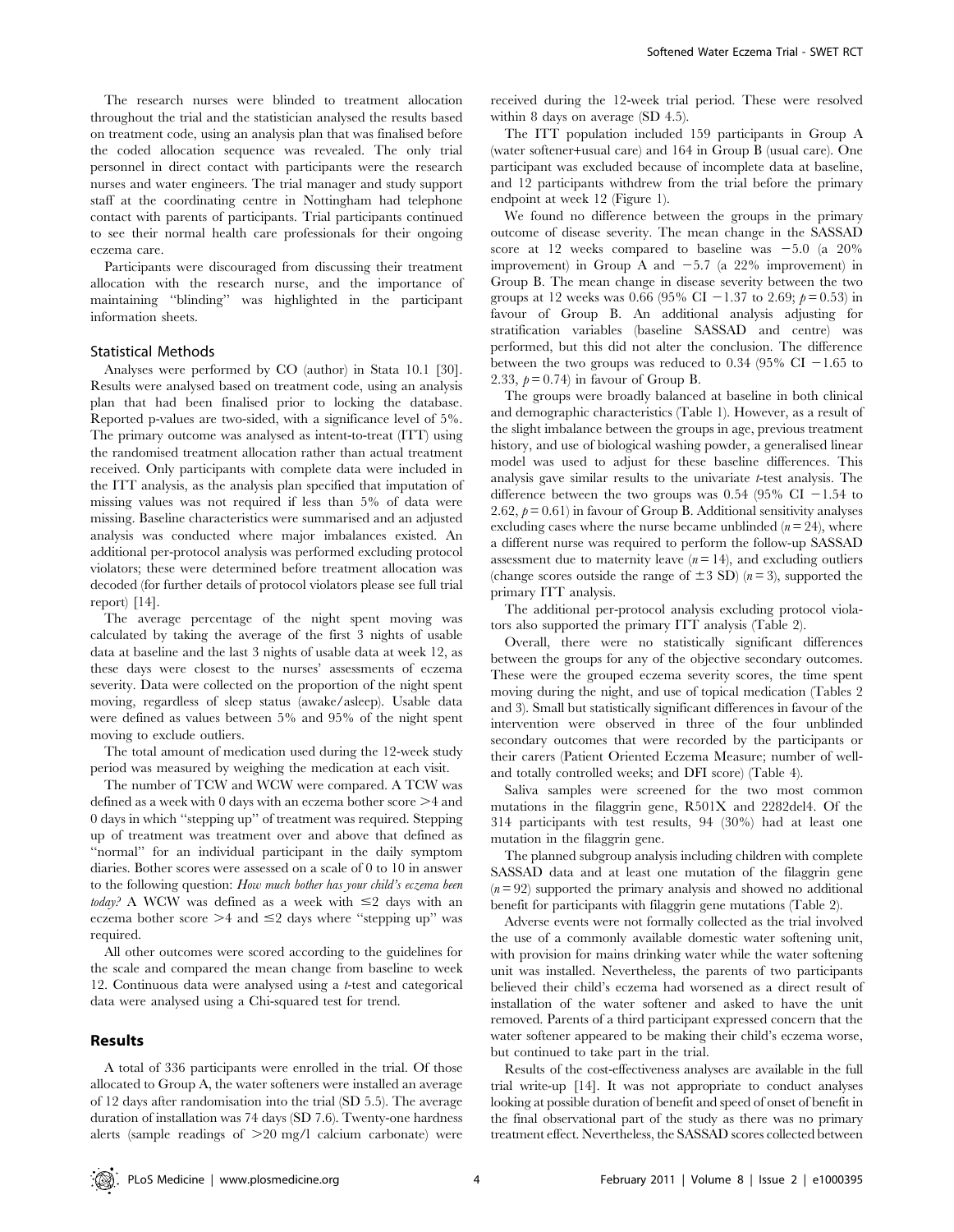The research nurses were blinded to treatment allocation throughout the trial and the statistician analysed the results based on treatment code, using an analysis plan that was finalised before the coded allocation sequence was revealed. The only trial personnel in direct contact with participants were the research nurses and water engineers. The trial manager and study support staff at the coordinating centre in Nottingham had telephone contact with parents of participants. Trial participants continued to see their normal health care professionals for their ongoing eczema care.

Participants were discouraged from discussing their treatment allocation with the research nurse, and the importance of maintaining ''blinding'' was highlighted in the participant information sheets.

### Statistical Methods

Analyses were performed by CO (author) in Stata 10.1 [30]. Results were analysed based on treatment code, using an analysis plan that had been finalised prior to locking the database. Reported p-values are two-sided, with a significance level of 5%. The primary outcome was analysed as intent-to-treat (ITT) using the randomised treatment allocation rather than actual treatment received. Only participants with complete data were included in the ITT analysis, as the analysis plan specified that imputation of missing values was not required if less than 5% of data were missing. Baseline characteristics were summarised and an adjusted analysis was conducted where major imbalances existed. An additional per-protocol analysis was performed excluding protocol violators; these were determined before treatment allocation was decoded (for further details of protocol violators please see full trial report) [14].

The average percentage of the night spent moving was calculated by taking the average of the first 3 nights of usable data at baseline and the last 3 nights of usable data at week 12, as these days were closest to the nurses' assessments of eczema severity. Data were collected on the proportion of the night spent moving, regardless of sleep status (awake/asleep). Usable data were defined as values between 5% and 95% of the night spent moving to exclude outliers.

The total amount of medication used during the 12-week study period was measured by weighing the medication at each visit.

The number of TCW and WCW were compared. A TCW was defined as a week with 0 days with an eczema bother score >4 and 0 days in which ''stepping up'' of treatment was required. Stepping up of treatment was treatment over and above that defined as ''normal'' for an individual participant in the daily symptom diaries. Bother scores were assessed on a scale of 0 to 10 in answer to the following question: *How much bother has your child's eczema been today?* A WCW was defined as a week with ≤2 days with an eczema bother score >4 and ≤2 days where ''stepping up'' was required.

All other outcomes were scored according to the guidelines for the scale and compared the mean change from baseline to week 12. Continuous data were analysed using a *t*-test and categorical data were analysed using a Chi-squared test for trend.

## Results

A total of 336 participants were enrolled in the trial. Of those allocated to Group A, the water softeners were installed an average of 12 days after randomisation into the trial (SD 5.5). The average duration of installation was 74 days (SD 7.6). Twenty-one hardness alerts (sample readings of >20 mg/l calcium carbonate) were received during the 12-week trial period. These were resolved within 8 days on average (SD 4.5).

The ITT population included 159 participants in Group A (water softener+usual care) and 164 in Group B (usual care). One participant was excluded because of incomplete data at baseline, and 12 participants withdrew from the trial before the primary endpoint at week 12 (Figure 1).

We found no difference between the groups in the primary outcome of disease severity. The mean change in the SASSAD score at 12 weeks compared to baseline was −5.0 (a 20% improvement) in Group A and −5.7 (a 22% improvement) in Group B. The mean change in disease severity between the two groups at 12 weeks was 0.66 (95% CI −1.37 to 2.69; $p = 0.53$) in favour of Group B. An additional analysis adjusting for stratification variables (baseline SASSAD and centre) was performed, but this did not alter the conclusion. The difference between the two groups was reduced to 0.34 (95% CI −1.65 to 2.33, $p = 0.74$) in favour of Group B.

The groups were broadly balanced at baseline in both clinical and demographic characteristics (Table 1). However, as a result of the slight imbalance between the groups in age, previous treatment history, and use of biological washing powder, a generalised linear model was used to adjust for these baseline differences. This analysis gave similar results to the univariate *t*-test analysis. The difference between the two groups was 0.54 (95% CI −1.54 to 2.62, $p = 0.61$) in favour of Group B. Additional sensitivity analyses excluding cases where the nurse became unblinded ($n = 24$), where a different nurse was required to perform the follow-up SASSAD assessment due to maternity leave ($n = 14$), and excluding outliers (change scores outside the range of ±3 SD) ($n = 3$), supported the primary ITT analysis.

The additional per-protocol analysis excluding protocol violators also supported the primary ITT analysis (Table 2).

Overall, there were no statistically significant differences between the groups for any of the objective secondary outcomes. These were the grouped eczema severity scores, the time spent moving during the night, and use of topical medication (Tables 2 and 3). Small but statistically significant differences in favour of the intervention were observed in three of the four unblinded secondary outcomes that were recorded by the participants or their carers (Patient Oriented Eczema Measure; number of well- and totally controlled weeks; and DFI score) (Table 4).

Saliva samples were screened for the two most common mutations in the filaggrin gene, R501X and 2282del4. Of the 314 participants with test results, 94 (30%) had at least one mutation in the filaggrin gene.

The planned subgroup analysis including children with complete SASSAD data and at least one mutation of the filaggrin gene ($n = 92$) supported the primary analysis and showed no additional benefit for participants with filaggrin gene mutations (Table 2).

Adverse events were not formally collected as the trial involved the use of a commonly available domestic water softening unit, with provision for mains drinking water while the water softening unit was installed. Nevertheless, the parents of two participants believed their child's eczema had worsened as a direct result of installation of the water softener and asked to have the unit removed. Parents of a third participant expressed concern that the water softener appeared to be making their child's eczema worse, but continued to take part in the trial.

Results of the cost-effectiveness analyses are available in the full trial write-up [14]. It was not appropriate to conduct analyses looking at possible duration of benefit and speed of onset of benefit in the final observational part of the study as there was no primary treatment effect. Nevertheless, the SASSAD scores collected between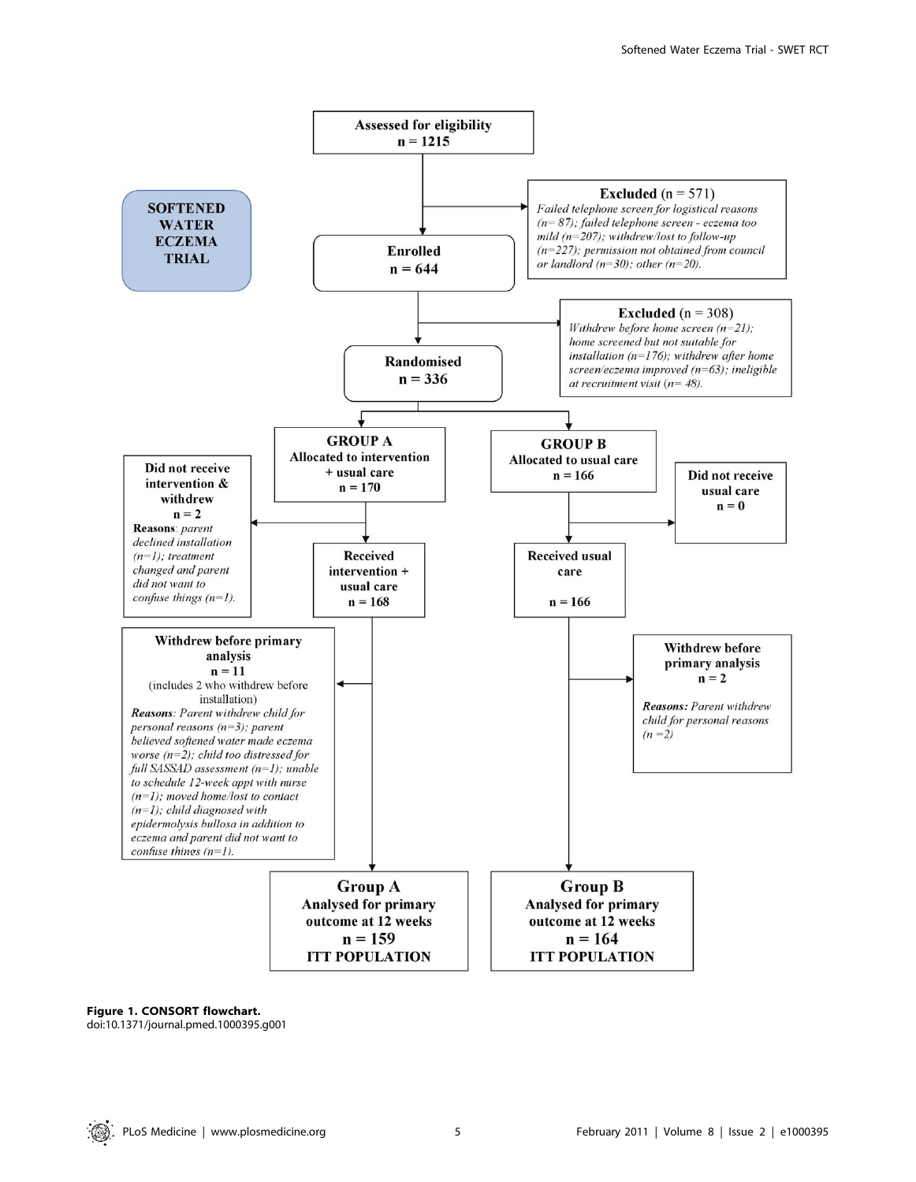**SOFTENED WATER ECZEMA TRIAL**

**Assessed for eligibility**
**n = 1215**

**Excluded** (n = 571)
*Failed telephone screen for logistical reasons (n= 87); failed telephone screen - eczema too mild (n=207); withdrew/lost to follow-up (n=227); permission not obtained from council or landlord (n=30); other (n=20).*

**Enrolled**
**n = 644**

**Excluded** (n = 308)
*Withdrew before home screen (n=21); home screened but not suitable for installation (n=176); withdrew after home screen/eczema improved (n=63); ineligible at recruitment visit (n= 48).*

**Randomised**
**n = 336**

**GROUP A**
**Allocated to intervention + usual care**
**n = 170**

**Did not receive intervention & withdrew**
**n = 2**
**Reasons**: *parent declined installation (n=1); treatment changed and parent did not want to confuse things (n=1).*

**Received intervention + usual care**
**n = 168**

**Withdrew before primary analysis**
**n = 11**
(includes 2 who withdrew before installation)
***Reasons****: Parent withdrew child for personal reasons (n=3); parent believed softened water made eczema worse (n=2); child too distressed for full SASSAD assessment (n=1); unable to schedule 12-week appt with nurse (n=1); moved home/lost to contact (n=1); child diagnosed with epidermolysis bullosa in addition to eczema and parent did not want to confuse things (n=1).*

**Group A**
**Analysed for primary outcome at 12 weeks**
**n = 159**
**ITT POPULATION**

**GROUP B**
**Allocated to usual care**
**n = 166**

**Did not receive usual care**
**n = 0**

**Received usual care**
**n = 166**

**Withdrew before primary analysis**
**n = 2**
***Reasons:*** *Parent withdrew child for personal reasons (n =2)*

**Group B**
**Analysed for primary outcome at 12 weeks**
**n = 164**
**ITT POPULATION**

**Figure 1. CONSORT flowchart.**
doi:10.1371/journal.pmed.1000395.g001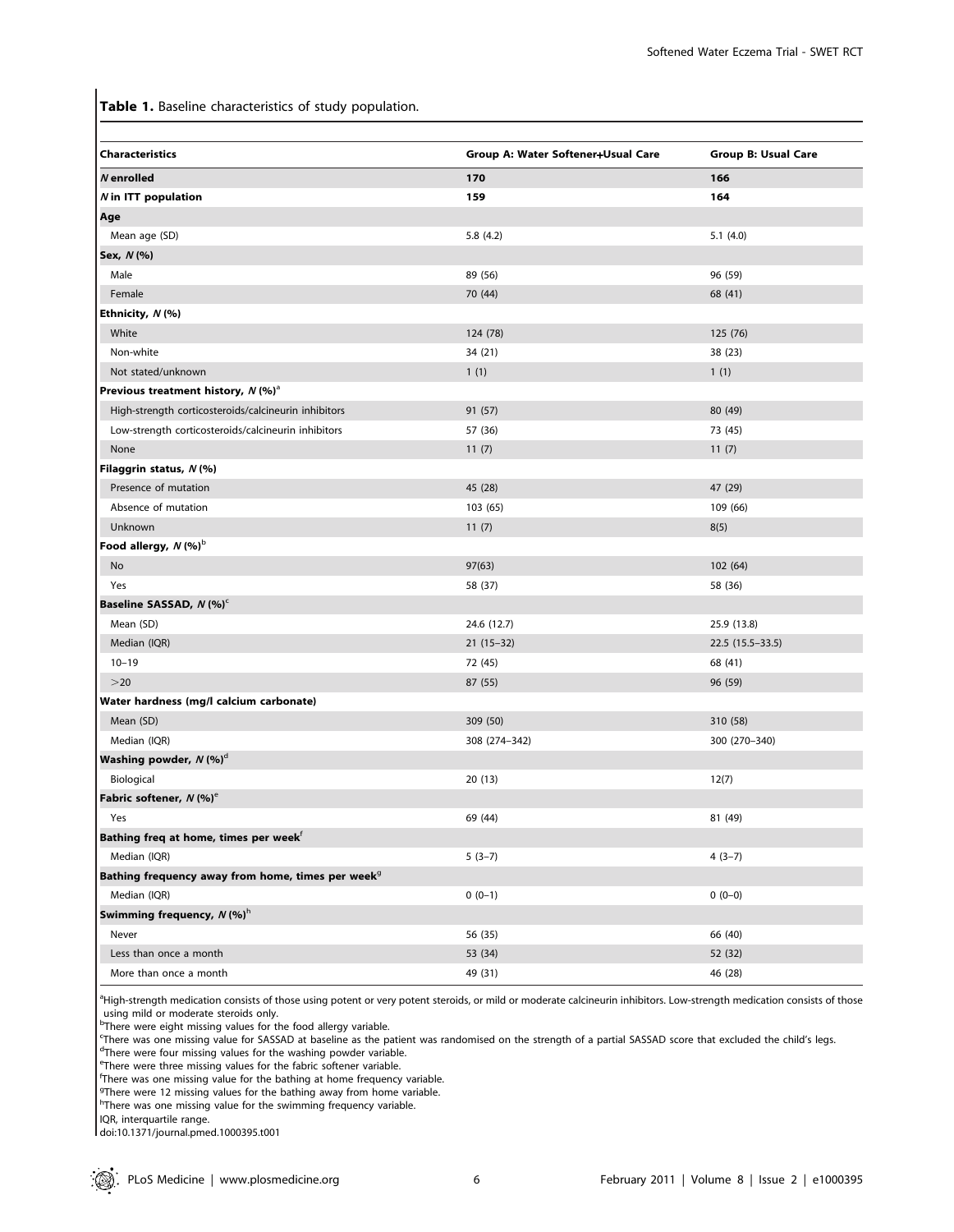**Table 1.** Baseline characteristics of study population.

| Characteristics | Group A: Water Softener+Usual Care | Group B: Usual Care |
|---|---|---|
| ***N* enrolled** | **170** | **166** |
| ***N* in ITT population** | **159** | **164** |
| **Age** | | |
| Mean age (SD) | 5.8 (4.2) | 5.1 (4.0) |
| **Sex, *N* (%)** | | |
| Male | 89 (56) | 96 (59) |
| Female | 70 (44) | 68 (41) |
| **Ethnicity, *N* (%)** | | |
| White | 124 (78) | 125 (76) |
| Non-white | 34 (21) | 38 (23) |
| Not stated/unknown | 1 (1) | 1 (1) |
| **Previous treatment history, *N* (%)[a]** | | |
| High-strength corticosteroids/calcineurin inhibitors | 91 (57) | 80 (49) |
| Low-strength corticosteroids/calcineurin inhibitors | 57 (36) | 73 (45) |
| None | 11 (7) | 11 (7) |
| **Filaggrin status, *N* (%)** | | |
| Presence of mutation | 45 (28) | 47 (29) |
| Absence of mutation | 103 (65) | 109 (66) |
| Unknown | 11 (7) | 8(5) |
| **Food allergy, *N* (%)[b]** | | |
| No | 97(63) | 102 (64) |
| Yes | 58 (37) | 58 (36) |
| **Baseline SASSAD, *N* (%)[c]** | | |
| Mean (SD) | 24.6 (12.7) | 25.9 (13.8) |
| Median (IQR) | 21 (15–32) | 22.5 (15.5–33.5) |
| 10–19 | 72 (45) | 68 (41) |
| >20 | 87 (55) | 96 (59) |
| **Water hardness (mg/l calcium carbonate)** | | |
| Mean (SD) | 309 (50) | 310 (58) |
| Median (IQR) | 308 (274–342) | 300 (270–340) |
| **Washing powder, *N* (%)[d]** | | |
| Biological | 20 (13) | 12(7) |
| **Fabric softener, *N* (%)[e]** | | |
| Yes | 69 (44) | 81 (49) |
| **Bathing freq at home, times per week[f]** | | |
| Median (IQR) | 5 (3–7) | 4 (3–7) |
| **Bathing frequency away from home, times per week[g]** | | |
| Median (IQR) | 0 (0–1) | 0 (0–0) |
| **Swimming frequency, *N* (%)[h]** | | |
| Never | 56 (35) | 66 (40) |
| Less than once a month | 53 (34) | 52 (32) |
| More than once a month | 49 (31) | 46 (28) |

[a]High-strength medication consists of those using potent or very potent steroids, or mild or moderate calcineurin inhibitors. Low-strength medication consists of those using mild or moderate steroids only.
[b]There were eight missing values for the food allergy variable.
[c]There was one missing value for SASSAD at baseline as the patient was randomised on the strength of a partial SASSAD score that excluded the child's legs.
[d]There were four missing values for the washing powder variable.
[e]There were three missing values for the fabric softener variable.
[f]There was one missing value for the bathing at home frequency variable.
[g]There were 12 missing values for the bathing away from home variable.
[h]There was one missing value for the swimming frequency variable.
IQR, interquartile range.
doi:10.1371/journal.pmed.1000395.t001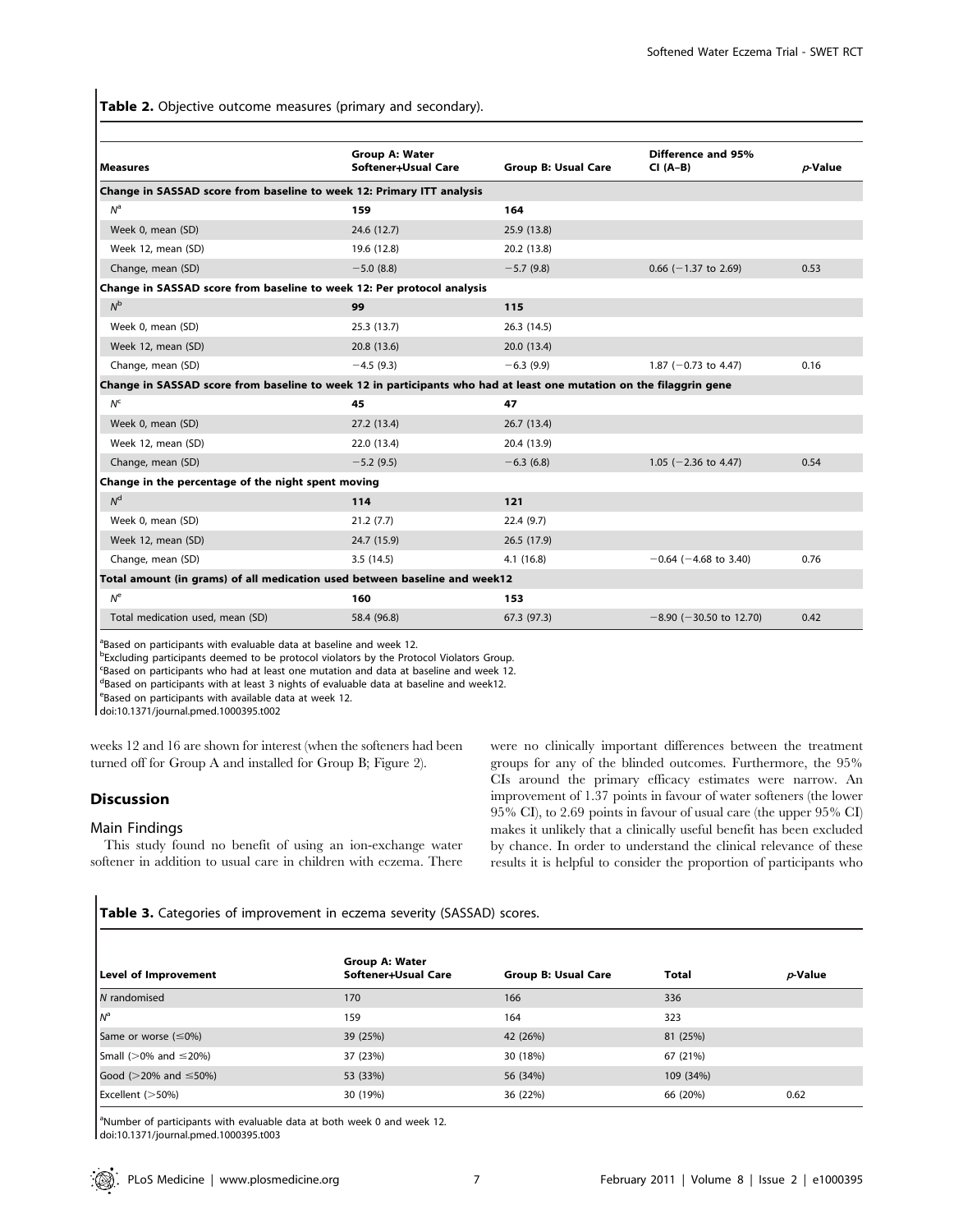**Table 2.** Objective outcome measures (primary and secondary).

| Measures | Group A: Water Softener+Usual Care | Group B: Usual Care | Difference and 95% CI (A–B) | *p*-Value |
|---|---|---|---|---|
| **Change in SASSAD score from baseline to week 12: Primary ITT analysis** | | | | |
| $N^a$ | **159** | **164** | | |
| Week 0, mean (SD) | 24.6 (12.7) | 25.9 (13.8) | | |
| Week 12, mean (SD) | 19.6 (12.8) | 20.2 (13.8) | | |
| Change, mean (SD) | −5.0 (8.8) | −5.7 (9.8) | 0.66 (−1.37 to 2.69) | 0.53 |
| **Change in SASSAD score from baseline to week 12: Per protocol analysis** | | | | |
| $N^b$ | **99** | **115** | | |
| Week 0, mean (SD) | 25.3 (13.7) | 26.3 (14.5) | | |
| Week 12, mean (SD) | 20.8 (13.6) | 20.0 (13.4) | | |
| Change, mean (SD) | −4.5 (9.3) | −6.3 (9.9) | 1.87 (−0.73 to 4.47) | 0.16 |
| **Change in SASSAD score from baseline to week 12 in participants who had at least one mutation on the filaggrin gene** | | | | |
| $N^c$ | **45** | **47** | | |
| Week 0, mean (SD) | 27.2 (13.4) | 26.7 (13.4) | | |
| Week 12, mean (SD) | 22.0 (13.4) | 20.4 (13.9) | | |
| Change, mean (SD) | −5.2 (9.5) | −6.3 (6.8) | 1.05 (−2.36 to 4.47) | 0.54 |
| **Change in the percentage of the night spent moving** | | | | |
| $N^d$ | **114** | **121** | | |
| Week 0, mean (SD) | 21.2 (7.7) | 22.4 (9.7) | | |
| Week 12, mean (SD) | 24.7 (15.9) | 26.5 (17.9) | | |
| Change, mean (SD) | 3.5 (14.5) | 4.1 (16.8) | −0.64 (−4.68 to 3.40) | 0.76 |
| **Total amount (in grams) of all medication used between baseline and week12** | | | | |
| $N^e$ | **160** | **153** | | |
| Total medication used, mean (SD) | 58.4 (96.8) | 67.3 (97.3) | −8.90 (−30.50 to 12.70) | 0.42 |

[a]Based on participants with evaluable data at baseline and week 12.
[b]Excluding participants deemed to be protocol violators by the Protocol Violators Group.
[c]Based on participants who had at least one mutation and data at baseline and week 12.
[d]Based on participants with at least 3 nights of evaluable data at baseline and week12.
[e]Based on participants with available data at week 12.
doi:10.1371/journal.pmed.1000395.t002

weeks 12 and 16 are shown for interest (when the softeners had been turned off for Group A and installed for Group B; Figure 2).

## Discussion

### Main Findings

This study found no benefit of using an ion-exchange water softener in addition to usual care in children with eczema. There were no clinically important differences between the treatment groups for any of the blinded outcomes. Furthermore, the 95% CIs around the primary efficacy estimates were narrow. An improvement of 1.37 points in favour of water softeners (the lower 95% CI), to 2.69 points in favour of usual care (the upper 95% CI) makes it unlikely that a clinically useful benefit has been excluded by chance. In order to understand the clinical relevance of these results it is helpful to consider the proportion of participants who

**Table 3.** Categories of improvement in eczema severity (SASSAD) scores.

| Level of Improvement | Group A: Water Softener+Usual Care | Group B: Usual Care | Total | *p*-Value |
|---|---|---|---|---|
| N randomised | 170 | 166 | 336 | |
| $N^a$ | 159 | 164 | 323 | |
| Same or worse (≤0%) | 39 (25%) | 42 (26%) | 81 (25%) | |
| Small (>0% and ≤20%) | 37 (23%) | 30 (18%) | 67 (21%) | |
| Good (>20% and ≤50%) | 53 (33%) | 56 (34%) | 109 (34%) | |
| Excellent (>50%) | 30 (19%) | 36 (22%) | 66 (20%) | 0.62 |

[a]Number of participants with evaluable data at both week 0 and week 12.
doi:10.1371/journal.pmed.1000395.t003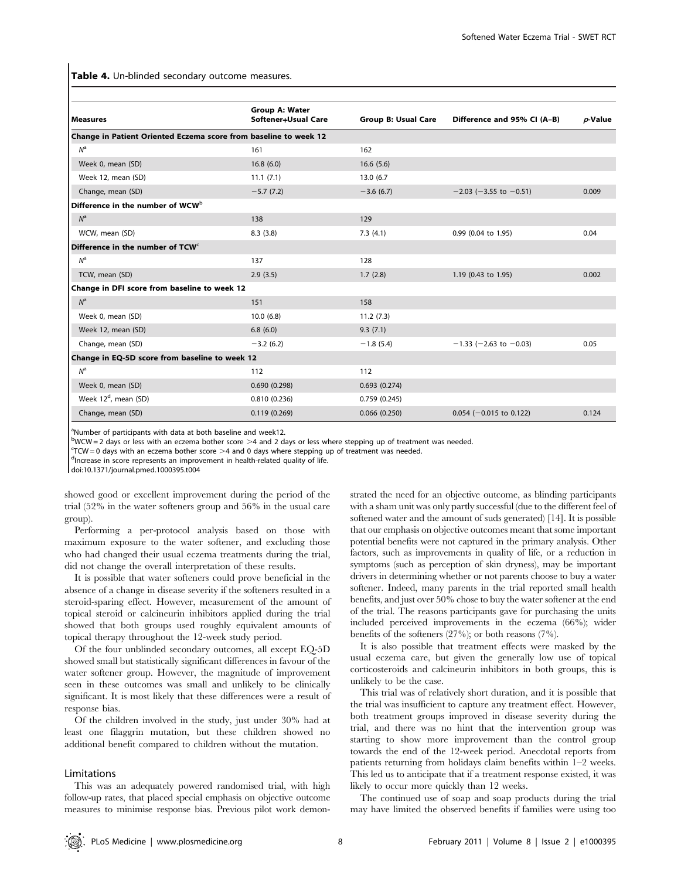**Table 4.** Un-blinded secondary outcome measures.

| Measures | Group A: Water Softener+Usual Care | Group B: Usual Care | Difference and 95% CI (A–B) | *p*-Value |
|---|---|---|---|---|
| **Change in Patient Oriented Eczema score from baseline to week 12** | | | | |
| $N^a$ | 161 | 162 | | |
| Week 0, mean (SD) | 16.8 (6.0) | 16.6 (5.6) | | |
| Week 12, mean (SD) | 11.1 (7.1) | 13.0 (6.7 | | |
| Change, mean (SD) | −5.7 (7.2) | −3.6 (6.7) | −2.03 (−3.55 to −0.51) | 0.009 |
| **Difference in the number of WCW[b]** | | | | |
| $N^a$ | 138 | 129 | | |
| WCW, mean (SD) | 8.3 (3.8) | 7.3 (4.1) | 0.99 (0.04 to 1.95) | 0.04 |
| **Difference in the number of TCW[c]** | | | | |
| $N^a$ | 137 | 128 | | |
| TCW, mean (SD) | 2.9 (3.5) | 1.7 (2.8) | 1.19 (0.43 to 1.95) | 0.002 |
| **Change in DFI score from baseline to week 12** | | | | |
| $N^a$ | 151 | 158 | | |
| Week 0, mean (SD) | 10.0 (6.8) | 11.2 (7.3) | | |
| Week 12, mean (SD) | 6.8 (6.0) | 9.3 (7.1) | | |
| Change, mean (SD) | −3.2 (6.2) | −1.8 (5.4) | −1.33 (−2.63 to −0.03) | 0.05 |
| **Change in EQ-5D score from baseline to week 12** | | | | |
| $N^a$ | 112 | 112 | | |
| Week 0, mean (SD) | 0.690 (0.298) | 0.693 (0.274) | | |
| Week 12[d], mean (SD) | 0.810 (0.236) | 0.759 (0.245) | | |
| Change, mean (SD) | 0.119 (0.269) | 0.066 (0.250) | 0.054 (−0.015 to 0.122) | 0.124 |

[a]Number of participants with data at both baseline and week12.
[b]WCW = 2 days or less with an eczema bother score >4 and 2 days or less where stepping up of treatment was needed.
[c]TCW = 0 days with an eczema bother score >4 and 0 days where stepping up of treatment was needed.
[d]Increase in score represents an improvement in health-related quality of life.
doi:10.1371/journal.pmed.1000395.t004

showed good or excellent improvement during the period of the trial (52% in the water softeners group and 56% in the usual care group).

Performing a per-protocol analysis based on those with maximum exposure to the water softener, and excluding those who had changed their usual eczema treatments during the trial, did not change the overall interpretation of these results.

It is possible that water softeners could prove beneficial in the absence of a change in disease severity if the softeners resulted in a steroid-sparing effect. However, measurement of the amount of topical steroid or calcineurin inhibitors applied during the trial showed that both groups used roughly equivalent amounts of topical therapy throughout the 12-week study period.

Of the four unblinded secondary outcomes, all except EQ-5D showed small but statistically significant differences in favour of the water softener group. However, the magnitude of improvement seen in these outcomes was small and unlikely to be clinically significant. It is most likely that these differences were a result of response bias.

Of the children involved in the study, just under 30% had at least one filaggrin mutation, but these children showed no additional benefit compared to children without the mutation.

## Limitations

This was an adequately powered randomised trial, with high follow-up rates, that placed special emphasis on objective outcome measures to minimise response bias. Previous pilot work demonstrated the need for an objective outcome, as blinding participants with a sham unit was only partly successful (due to the different feel of softened water and the amount of suds generated) [14]. It is possible that our emphasis on objective outcomes meant that some important potential benefits were not captured in the primary analysis. Other factors, such as improvements in quality of life, or a reduction in symptoms (such as perception of skin dryness), may be important drivers in determining whether or not parents choose to buy a water softener. Indeed, many parents in the trial reported small health benefits, and just over 50% chose to buy the water softener at the end of the trial. The reasons participants gave for purchasing the units included perceived improvements in the eczema (66%); wider benefits of the softeners (27%); or both reasons (7%).

It is also possible that treatment effects were masked by the usual eczema care, but given the generally low use of topical corticosteroids and calcineurin inhibitors in both groups, this is unlikely to be the case.

This trial was of relatively short duration, and it is possible that the trial was insufficient to capture any treatment effect. However, both treatment groups improved in disease severity during the trial, and there was no hint that the intervention group was starting to show more improvement than the control group towards the end of the 12-week period. Anecdotal reports from patients returning from holidays claim benefits within 1–2 weeks. This led us to anticipate that if a treatment response existed, it was likely to occur more quickly than 12 weeks.

The continued use of soap and soap products during the trial may have limited the observed benefits if families were using too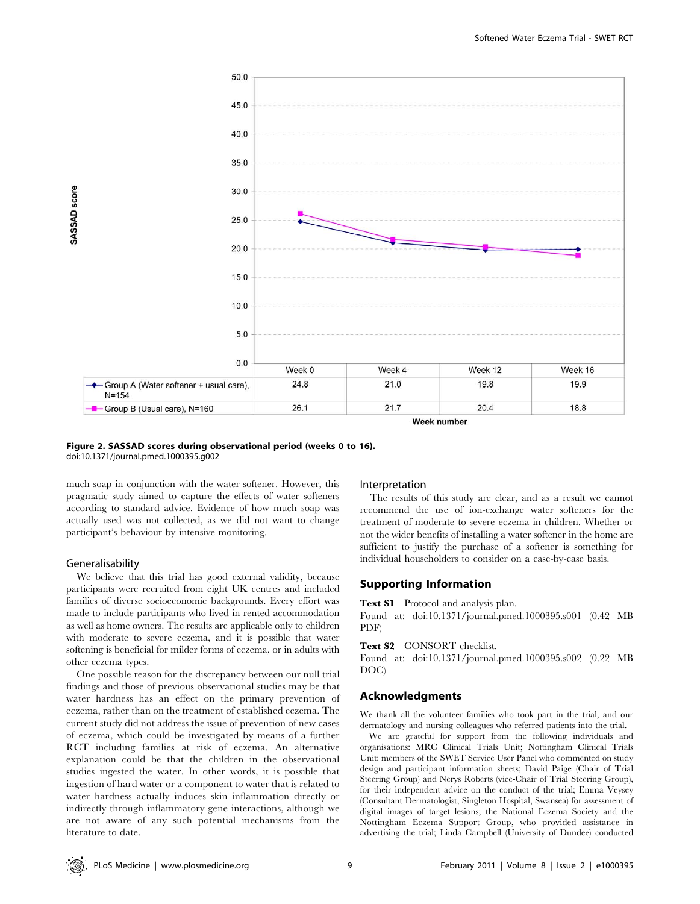| | Week 0 | Week 4 | Week 12 | Week 16 |
|---|---|---|---|---|
| Group A (Water softener + usual care), N=154 | 24.8 | 21.0 | 19.8 | 19.9 |
| Group B (Usual care), N=160 | 26.1 | 21.7 | 20.4 | 18.8 |

**Figure 2. SASSAD scores during observational period (weeks 0 to 16).**
doi:10.1371/journal.pmed.1000395.g002

much soap in conjunction with the water softener. However, this pragmatic study aimed to capture the effects of water softeners according to standard advice. Evidence of how much soap was actually used was not collected, as we did not want to change participant's behaviour by intensive monitoring.

### Generalisability

We believe that this trial has good external validity, because participants were recruited from eight UK centres and included families of diverse socioeconomic backgrounds. Every effort was made to include participants who lived in rented accommodation as well as home owners. The results are applicable only to children with moderate to severe eczema, and it is possible that water softening is beneficial for milder forms of eczema, or in adults with other eczema types.

One possible reason for the discrepancy between our null trial findings and those of previous observational studies may be that water hardness has an effect on the primary prevention of eczema, rather than on the treatment of established eczema. The current study did not address the issue of prevention of new cases of eczema, which could be investigated by means of a further RCT including families at risk of eczema. An alternative explanation could be that the children in the observational studies ingested the water. In other words, it is possible that ingestion of hard water or a component to water that is related to water hardness actually induces skin inflammation directly or indirectly through inflammatory gene interactions, although we are not aware of any such potential mechanisms from the literature to date.

### Interpretation

The results of this study are clear, and as a result we cannot recommend the use of ion-exchange water softeners for the treatment of moderate to severe eczema in children. Whether or not the wider benefits of installing a water softener in the home are sufficient to justify the purchase of a softener is something for individual householders to consider on a case-by-case basis.

## Supporting Information

**Text S1** Protocol and analysis plan.
Found at: doi:10.1371/journal.pmed.1000395.s001 (0.42 MB PDF)

**Text S2** CONSORT checklist.
Found at: doi:10.1371/journal.pmed.1000395.s002 (0.22 MB DOC)

## Acknowledgments

We thank all the volunteer families who took part in the trial, and our dermatology and nursing colleagues who referred patients into the trial.

We are grateful for support from the following individuals and organisations: MRC Clinical Trials Unit; Nottingham Clinical Trials Unit; members of the SWET Service User Panel who commented on study design and participant information sheets; David Paige (Chair of Trial Steering Group) and Nerys Roberts (vice-Chair of Trial Steering Group), for their independent advice on the conduct of the trial; Emma Veysey (Consultant Dermatologist, Singleton Hospital, Swansea) for assessment of digital images of target lesions; the National Eczema Society and the Nottingham Eczema Support Group, who provided assistance in advertising the trial; Linda Campbell (University of Dundee) conducted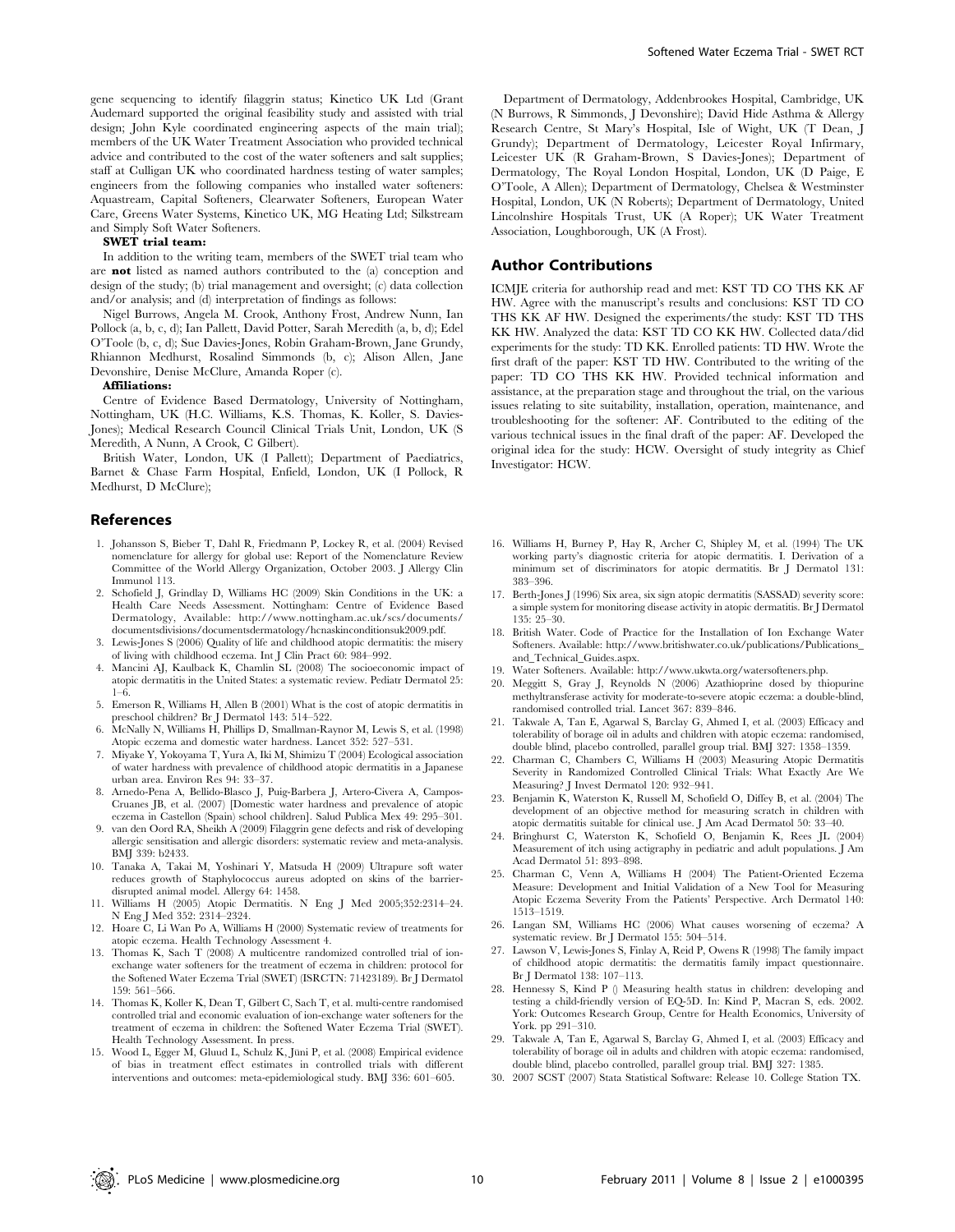gene sequencing to identify filaggrin status; Kinetico UK Ltd (Grant Audemard supported the original feasibility study and assisted with trial design; John Kyle coordinated engineering aspects of the main trial); members of the UK Water Treatment Association who provided technical advice and contributed to the cost of the water softeners and salt supplies; staff at Culligan UK who coordinated hardness testing of water samples; engineers from the following companies who installed water softeners: Aquastream, Capital Softeners, Clearwater Softeners, European Water Care, Greens Water Systems, Kinetico UK, MG Heating Ltd; Silkstream and Simply Soft Water Softeners.

**SWET trial team:**

In addition to the writing team, members of the SWET trial team who are **not** listed as named authors contributed to the (a) conception and design of the study; (b) trial management and oversight; (c) data collection and/or analysis; and (d) interpretation of findings as follows:

Nigel Burrows, Angela M. Crook, Anthony Frost, Andrew Nunn, Ian Pollock (a, b, c, d); Ian Pallett, David Potter, Sarah Meredith (a, b, d); Edel O'Toole (b, c, d); Sue Davies-Jones, Robin Graham-Brown, Jane Grundy, Rhiannon Medhurst, Rosalind Simmonds (b, c); Alison Allen, Jane Devonshire, Denise McClure, Amanda Roper (c).

**Affiliations:**

Centre of Evidence Based Dermatology, University of Nottingham, Nottingham, UK (H.C. Williams, K.S. Thomas, K. Koller, S. Davies-Jones); Medical Research Council Clinical Trials Unit, London, UK (S Meredith, A Nunn, A Crook, C Gilbert).

British Water, London, UK (I Pallett); Department of Paediatrics, Barnet & Chase Farm Hospital, Enfield, London, UK (I Pollock, R Medhurst, D McClure);

Department of Dermatology, Addenbrookes Hospital, Cambridge, UK (N Burrows, R Simmonds, J Devonshire); David Hide Asthma & Allergy Research Centre, St Mary's Hospital, Isle of Wight, UK (T Dean, J Grundy); Department of Dermatology, Leicester Royal Infirmary, Leicester UK (R Graham-Brown, S Davies-Jones); Department of Dermatology, The Royal London Hospital, London, UK (D Paige, E O'Toole, A Allen); Department of Dermatology, Chelsea & Westminster Hospital, London, UK (N Roberts); Department of Dermatology, United Lincolnshire Hospitals Trust, UK (A Roper); UK Water Treatment Association, Loughborough, UK (A Frost).

## Author Contributions

ICMJE criteria for authorship read and met: KST TD CO THS KK AF HW. Agree with the manuscript's results and conclusions: KST TD CO THS KK AF HW. Designed the experiments/the study: KST TD THS KK HW. Analyzed the data: KST TD CO KK HW. Collected data/did experiments for the study: TD KK. Enrolled patients: TD HW. Wrote the first draft of the paper: KST TD HW. Contributed to the writing of the paper: TD CO THS KK HW. Provided technical information and assistance, at the preparation stage and throughout the trial, on the various issues relating to site suitability, installation, operation, maintenance, and troubleshooting for the softener: AF. Contributed to the editing of the various technical issues in the final draft of the paper: AF. Developed the original idea for the study: HCW. Oversight of study integrity as Chief Investigator: HCW.

## References

1. Johansson S, Bieber T, Dahl R, Friedmann P, Lockey R, et al. (2004) Revised nomenclature for allergy for global use: Report of the Nomenclature Review Committee of the World Allergy Organization, October 2003. J Allergy Clin Immunol 113.
2. Schofield J, Grindlay D, Williams HC (2009) Skin Conditions in the UK: a Health Care Needs Assessment. Nottingham: Centre of Evidence Based Dermatology, Available: http://www.nottingham.ac.uk/scs/documents/documentsdivisions/documentsdermatology/hcnaskinconditionsuk2009.pdf.
3. Lewis-Jones S (2006) Quality of life and childhood atopic dermatitis: the misery of living with childhood eczema. Int J Clin Pract 60: 984–992.
4. Mancini AJ, Kaulback K, Chamlin SL (2008) The socioeconomic impact of atopic dermatitis in the United States: a systematic review. Pediatr Dermatol 25: 1–6.
5. Emerson R, Williams H, Allen B (2001) What is the cost of atopic dermatitis in preschool children? Br J Dermatol 143: 514–522.
6. McNally N, Williams H, Phillips D, Smallman-Raynor M, Lewis S, et al. (1998) Atopic eczema and domestic water hardness. Lancet 352: 527–531.
7. Miyake Y, Yokoyama T, Yura A, Iki M, Shimizu T (2004) Ecological association of water hardness with prevalence of childhood atopic dermatitis in a Japanese urban area. Environ Res 94: 33–37.
8. Arnedo-Pena A, Bellido-Blasco J, Puig-Barbera J, Artero-Civera A, Campos-Cruanes JB, et al. (2007) [Domestic water hardness and prevalence of atopic eczema in Castellon (Spain) school children]. Salud Publica Mex 49: 295–301.
9. van den Oord RA, Sheikh A (2009) Filaggrin gene defects and risk of developing allergic sensitisation and allergic disorders: systematic review and meta-analysis. BMJ 339: b2433.
10. Tanaka A, Takai M, Yoshinari Y, Matsuda H (2009) Ultrapure soft water reduces growth of Staphylococcus aureus adopted on skins of the barrier-disrupted animal model. Allergy 64: 1458.
11. Williams H (2005) Atopic Dermatitis. N Eng J Med 2005;352:2314–24. N Eng J Med 352: 2314–2324.
12. Hoare C, Li Wan Po A, Williams H (2000) Systematic review of treatments for atopic eczema. Health Technology Assessment 4.
13. Thomas K, Sach T (2008) A multicentre randomized controlled trial of ion-exchange water softeners for the treatment of eczema in children: protocol for the Softened Water Eczema Trial (SWET) (ISRCTN: 71423189). Br J Dermatol 159: 561–566.
14. Thomas K, Koller K, Dean T, Gilbert C, Sach T, et al. multi-centre randomised controlled trial and economic evaluation of ion-exchange water softeners for the treatment of eczema in children: the Softened Water Eczema Trial (SWET). Health Technology Assessment. In press.
15. Wood L, Egger M, Gluud L, Schulz K, Jüni P, et al. (2008) Empirical evidence of bias in treatment effect estimates in controlled trials with different interventions and outcomes: meta-epidemiological study. BMJ 336: 601–605.
16. Williams H, Burney P, Hay R, Archer C, Shipley M, et al. (1994) The UK working party's diagnostic criteria for atopic dermatitis. I. Derivation of a minimum set of discriminators for atopic dermatitis. Br J Dermatol 131: 383–396.
17. Berth-Jones J (1996) Six area, six sign atopic dermatitis (SASSAD) severity score: a simple system for monitoring disease activity in atopic dermatitis. Br J Dermatol 135: 25–30.
18. British Water. Code of Practice for the Installation of Ion Exchange Water Softeners. Available: http://www.britishwater.co.uk/publications/Publications_and_Technical_Guides.aspx.
19. Water Softeners. Available: http://www.ukwta.org/watersofteners.php.
20. Meggitt S, Gray J, Reynolds N (2006) Azathioprine dosed by thiopurine methyltransferase activity for moderate-to-severe atopic eczema: a double-blind, randomised controlled trial. Lancet 367: 839–846.
21. Takwale A, Tan E, Agarwal S, Barclay G, Ahmed I, et al. (2003) Efficacy and tolerability of borage oil in adults and children with atopic eczema: randomised, double blind, placebo controlled, parallel group trial. BMJ 327: 1358–1359.
22. Charman C, Chambers C, Williams H (2003) Measuring Atopic Dermatitis Severity in Randomized Controlled Clinical Trials: What Exactly Are We Measuring? J Invest Dermatol 120: 932–941.
23. Benjamin K, Waterston K, Russell M, Schofield O, Diffey B, et al. (2004) The development of an objective method for measuring scratch in children with atopic dermatitis suitable for clinical use. J Am Acad Dermatol 50: 33–40.
24. Bringhurst C, Waterston K, Schofield O, Benjamin K, Rees JL (2004) Measurement of itch using actigraphy in pediatric and adult populations. J Am Acad Dermatol 51: 893–898.
25. Charman C, Venn A, Williams H (2004) The Patient-Oriented Eczema Measure: Development and Initial Validation of a New Tool for Measuring Atopic Eczema Severity From the Patients' Perspective. Arch Dermatol 140: 1513–1519.
26. Langan SM, Williams HC (2006) What causes worsening of eczema? A systematic review. Br J Dermatol 155: 504–514.
27. Lawson V, Lewis-Jones S, Finlay A, Reid P, Owens R (1998) The family impact of childhood atopic dermatitis: the dermatitis family impact questionnaire. Br J Dermatol 138: 107–113.
28. Hennessy S, Kind P () Measuring health status in children: developing and testing a child-friendly version of EQ-5D. In: Kind P, Macran S, eds. 2002. York: Outcomes Research Group, Centre for Health Economics, University of York. pp 291–310.
29. Takwale A, Tan E, Agarwal S, Barclay G, Ahmed I, et al. (2003) Efficacy and tolerability of borage oil in adults and children with atopic eczema: randomised, double blind, placebo controlled, parallel group trial. BMJ 327: 1385.
30. 2007 SCST (2007) Stata Statistical Software: Release 10. College Station TX.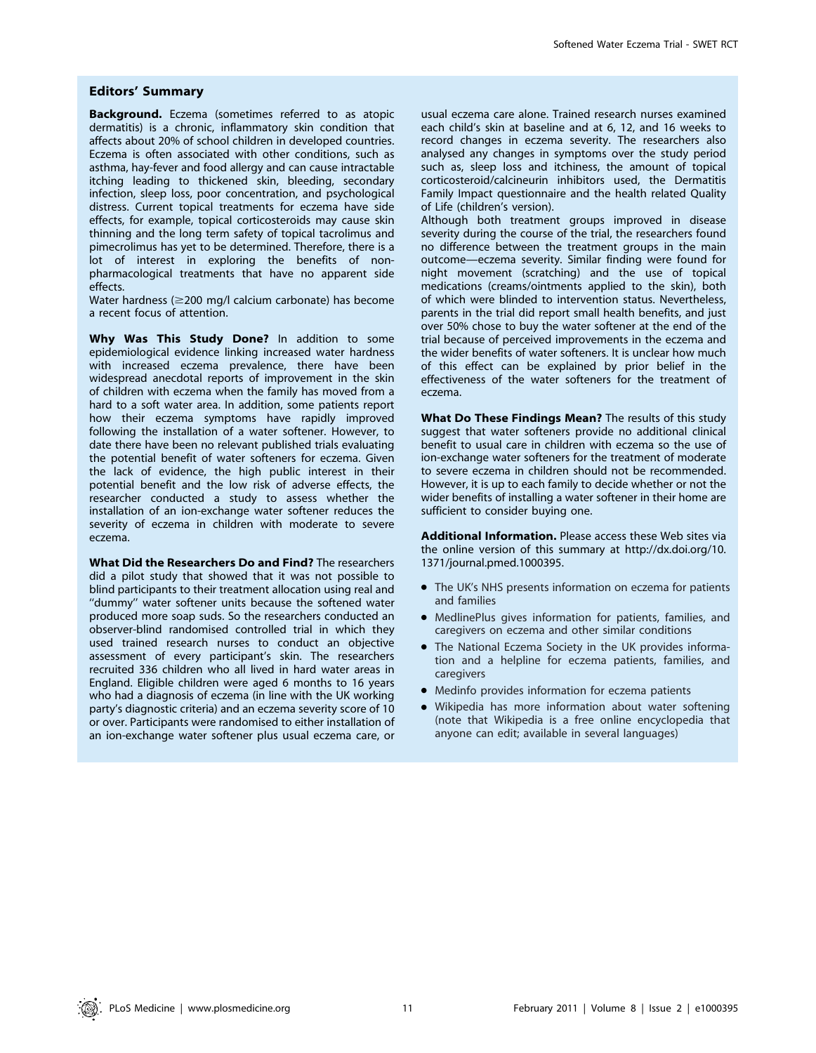## Editors' Summary

**Background.** Eczema (sometimes referred to as atopic dermatitis) is a chronic, inflammatory skin condition that affects about 20% of school children in developed countries. Eczema is often associated with other conditions, such as asthma, hay-fever and food allergy and can cause intractable itching leading to thickened skin, bleeding, secondary infection, sleep loss, poor concentration, and psychological distress. Current topical treatments for eczema have side effects, for example, topical corticosteroids may cause skin thinning and the long term safety of topical tacrolimus and pimecrolimus has yet to be determined. Therefore, there is a lot of interest in exploring the benefits of non-pharmacological treatments that have no apparent side effects.

Water hardness (≥200 mg/l calcium carbonate) has become a recent focus of attention.

**Why Was This Study Done?** In addition to some epidemiological evidence linking increased water hardness with increased eczema prevalence, there have been widespread anecdotal reports of improvement in the skin of children with eczema when the family has moved from a hard to a soft water area. In addition, some patients report how their eczema symptoms have rapidly improved following the installation of a water softener. However, to date there have been no relevant published trials evaluating the potential benefit of water softeners for eczema. Given the lack of evidence, the high public interest in their potential benefit and the low risk of adverse effects, the researcher conducted a study to assess whether the installation of an ion-exchange water softener reduces the severity of eczema in children with moderate to severe eczema.

**What Did the Researchers Do and Find?** The researchers did a pilot study that showed that it was not possible to blind participants to their treatment allocation using real and "dummy" water softener units because the softened water produced more soap suds. So the researchers conducted an observer-blind randomised controlled trial in which they used trained research nurses to conduct an objective assessment of every participant's skin. The researchers recruited 336 children who all lived in hard water areas in England. Eligible children were aged 6 months to 16 years who had a diagnosis of eczema (in line with the UK working party's diagnostic criteria) and an eczema severity score of 10 or over. Participants were randomised to either installation of an ion-exchange water softener plus usual eczema care, or usual eczema care alone. Trained research nurses examined each child's skin at baseline and at 6, 12, and 16 weeks to record changes in eczema severity. The researchers also analysed any changes in symptoms over the study period such as, sleep loss and itchiness, the amount of topical corticosteroid/calcineurin inhibitors used, the Dermatitis Family Impact questionnaire and the health related Quality of Life (children's version).

Although both treatment groups improved in disease severity during the course of the trial, the researchers found no difference between the treatment groups in the main outcome—eczema severity. Similar finding were found for night movement (scratching) and the use of topical medications (creams/ointments applied to the skin), both of which were blinded to intervention status. Nevertheless, parents in the trial did report small health benefits, and just over 50% chose to buy the water softener at the end of the trial because of perceived improvements in the eczema and the wider benefits of water softeners. It is unclear how much of this effect can be explained by prior belief in the effectiveness of the water softeners for the treatment of eczema.

**What Do These Findings Mean?** The results of this study suggest that water softeners provide no additional clinical benefit to usual care in children with eczema so the use of ion-exchange water softeners for the treatment of moderate to severe eczema in children should not be recommended. However, it is up to each family to decide whether or not the wider benefits of installing a water softener in their home are sufficient to consider buying one.

**Additional Information.** Please access these Web sites via the online version of this summary at http://dx.doi.org/10.1371/journal.pmed.1000395.

- The UK's NHS presents information on eczema for patients and families
- MedlinePlus gives information for patients, families, and caregivers on eczema and other similar conditions
- The National Eczema Society in the UK provides information and a helpline for eczema patients, families, and caregivers
- Medinfo provides information for eczema patients
- Wikipedia has more information about water softening (note that Wikipedia is a free online encyclopedia that anyone can edit; available in several languages)